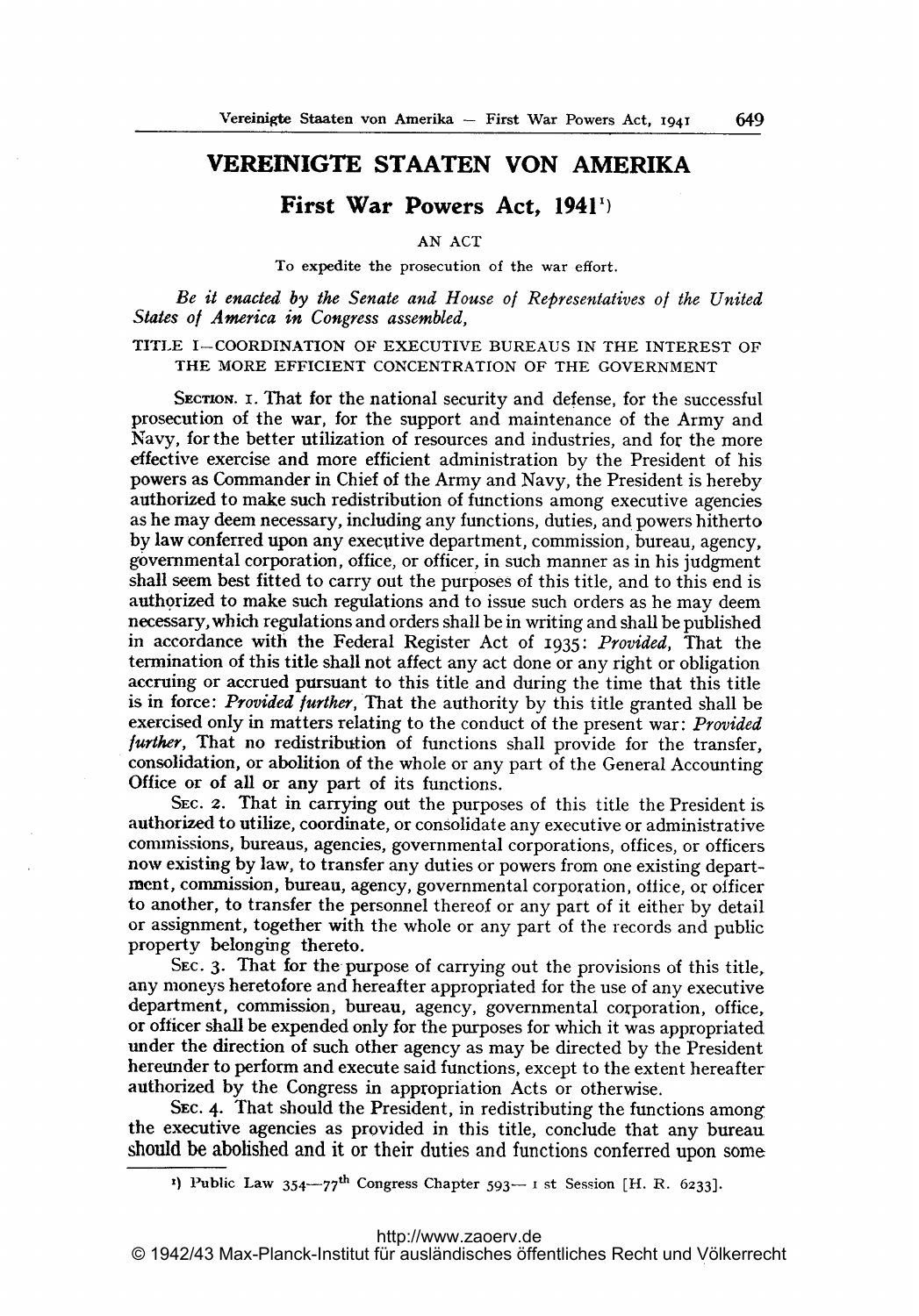# VEREINIGTE STAATEN VON AMERIKA

## First War Powers Act, 1941[1]

AN ACT

To expedite the prosecution of the war effort.

*Be it enacted by the Senate and House of Representatives of the United States of America in Congress assembled,*

TITLE I—COORDINATION OF EXECUTIVE BUREAUS IN THE INTEREST OF THE MORE EFFICIENT CONCENTRATION OF THE GOVERNMENT

SECTION. 1. That for the national security and defense, for the successful prosecution of the war, for the support and maintenance of the Army and Navy, for the better utilization of resources and industries, and for the more effective exercise and more efficient administration by the President of his powers as Commander in Chief of the Army and Navy, the President is hereby authorized to make such redistribution of functions among executive agencies as he may deem necessary, including any functions, duties, and powers hitherto by law conferred upon any executive department, commission, bureau, agency, governmental corporation, office, or officer, in such manner as in his judgment shall seem best fitted to carry out the purposes of this title, and to this end is authorized to make such regulations and to issue such orders as he may deem necessary, which regulations and orders shall be in writing and shall be published in accordance with the Federal Register Act of 1935: *Provided*, That the termination of this title shall not affect any act done or any right or obligation accruing or accrued pursuant to this title and during the time that this title is in force: *Provided further*, That the authority by this title granted shall be exercised only in matters relating to the conduct of the present war: *Provided further*, That no redistribution of functions shall provide for the transfer, consolidation, or abolition of the whole or any part of the General Accounting Office or of all or any part of its functions.

SEC. 2. That in carrying out the purposes of this title the President is authorized to utilize, coordinate, or consolidate any executive or administrative commissions, bureaus, agencies, governmental corporations, offices, or officers now existing by law, to transfer any duties or powers from one existing department, commission, bureau, agency, governmental corporation, office, or officer to another, to transfer the personnel thereof or any part of it either by detail or assignment, together with the whole or any part of the records and public property belonging thereto.

SEC. 3. That for the purpose of carrying out the provisions of this title, any moneys heretofore and hereafter appropriated for the use of any executive department, commission, bureau, agency, governmental corporation, office, or officer shall be expended only for the purposes for which it was appropriated under the direction of such other agency as may be directed by the President hereunder to perform and execute said functions, except to the extent hereafter authorized by the Congress in appropriation Acts or otherwise.

SEC. 4. That should the President, in redistributing the functions among the executive agencies as provided in this title, conclude that any bureau should be abolished and it or their duties and functions conferred upon some

[1] Public Law 354—77th Congress Chapter 593— 1 st Session [H. R. 6233].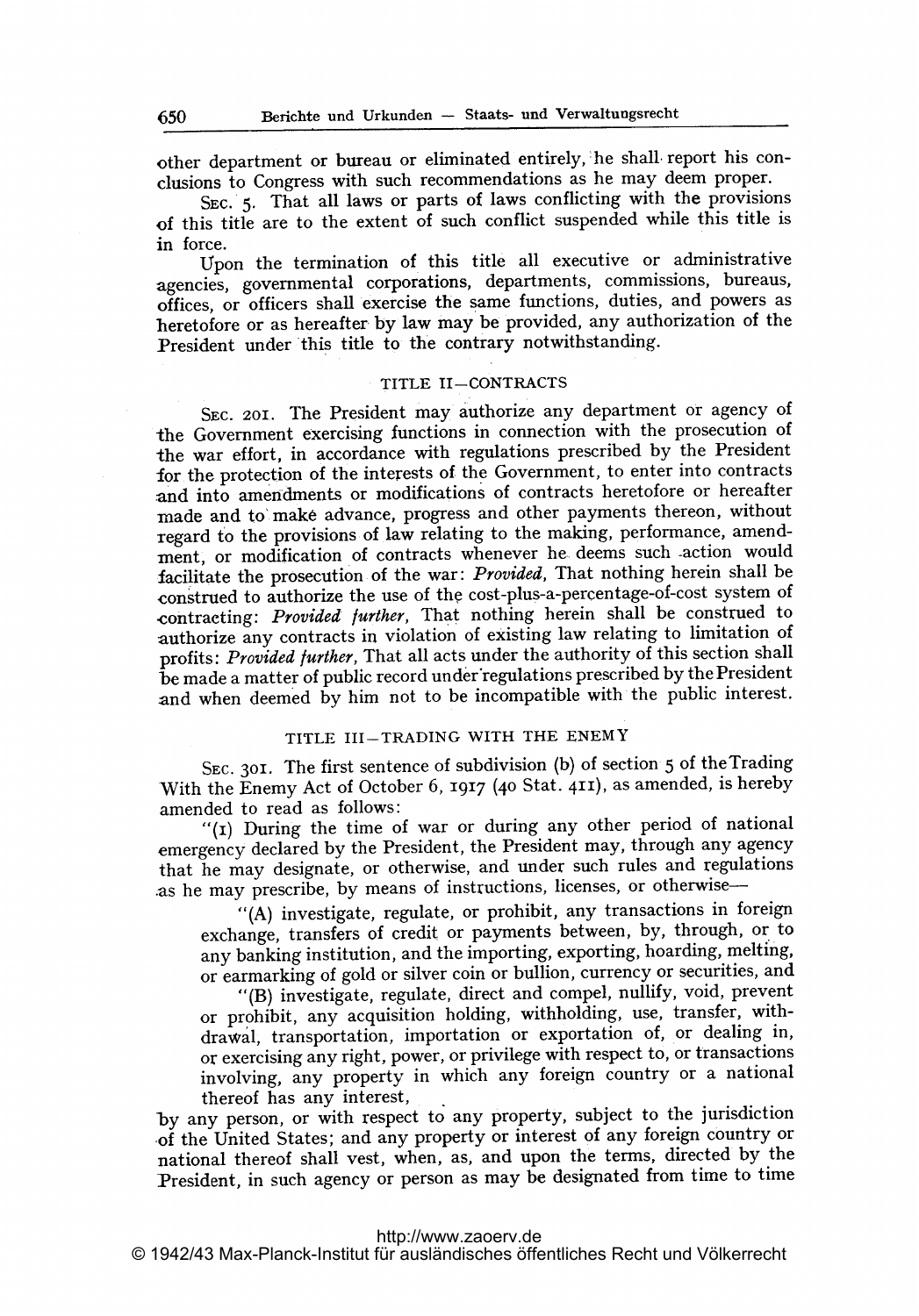other department or bureau or eliminated entirely, he shall report his conclusions to Congress with such recommendations as he may deem proper.

SEC. 5. That all laws or parts of laws conflicting with the provisions of this title are to the extent of such conflict suspended while this title is in force.

Upon the termination of this title all executive or administrative agencies, governmental corporations, departments, commissions, bureaus, offices, or officers shall exercise the same functions, duties, and powers as heretofore or as hereafter by law may be provided, any authorization of the President under this title to the contrary notwithstanding.

## TITLE II—CONTRACTS

SEC. 201. The President may authorize any department or agency of the Government exercising functions in connection with the prosecution of the war effort, in accordance with regulations prescribed by the President for the protection of the interests of the Government, to enter into contracts and into amendments or modifications of contracts heretofore or hereafter made and to make advance, progress and other payments thereon, without regard to the provisions of law relating to the making, performance, amendment, or modification of contracts whenever he deems such action would facilitate the prosecution of the war: *Provided*, That nothing herein shall be construed to authorize the use of the cost-plus-a-percentage-of-cost system of contracting: *Provided further*, That nothing herein shall be construed to authorize any contracts in violation of existing law relating to limitation of profits: *Provided further*, That all acts under the authority of this section shall be made a matter of public record under regulations prescribed by the President and when deemed by him not to be incompatible with the public interest.

## TITLE III—TRADING WITH THE ENEMY

SEC. 301. The first sentence of subdivision (b) of section 5 of the Trading With the Enemy Act of October 6, 1917 (40 Stat. 411), as amended, is hereby amended to read as follows:

"(1) During the time of war or during any other period of national emergency declared by the President, the President may, through any agency that he may designate, or otherwise, and under such rules and regulations as he may prescribe, by means of instructions, licenses, or otherwise—

> "(A) investigate, regulate, or prohibit, any transactions in foreign exchange, transfers of credit or payments between, by, through, or to any banking institution, and the importing, exporting, hoarding, melting, or earmarking of gold or silver coin or bullion, currency or securities, and
>
> "(B) investigate, regulate, direct and compel, nullify, void, prevent or prohibit, any acquisition holding, withholding, use, transfer, withdrawal, transportation, importation or exportation of, or dealing in, or exercising any right, power, or privilege with respect to, or transactions involving, any property in which any foreign country or a national thereof has any interest,

by any person, or with respect to any property, subject to the jurisdiction of the United States; and any property or interest of any foreign country or national thereof shall vest, when, as, and upon the terms, directed by the President, in such agency or person as may be designated from time to time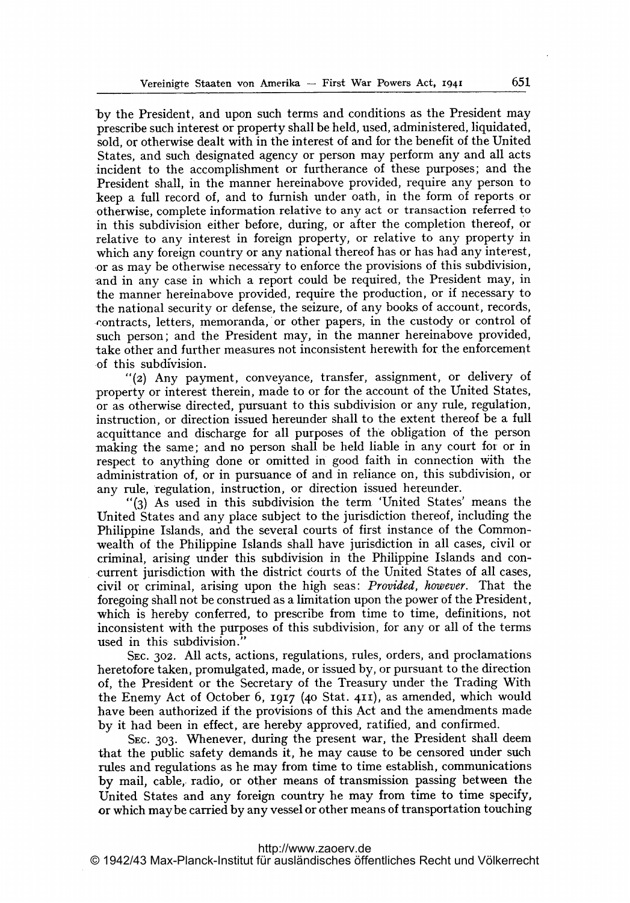by the President, and upon such terms and conditions as the President may prescribe such interest or property shall be held, used, administered, liquidated, sold, or otherwise dealt with in the interest of and for the benefit of the United States, and such designated agency or person may perform any and all acts incident to the accomplishment or furtherance of these purposes; and the President shall, in the manner hereinabove provided, require any person to keep a full record of, and to furnish under oath, in the form of reports or otherwise, complete information relative to any act or transaction referred to in this subdivision either before, during, or after the completion thereof, or relative to any interest in foreign property, or relative to any property in which any foreign country or any national thereof has or has had any interest, or as may be otherwise necessary to enforce the provisions of this subdivision, and in any case in which a report could be required, the President may, in the manner hereinabove provided, require the production, or if necessary to the national security or defense, the seizure, of any books of account, records, contracts, letters, memoranda, or other papers, in the custody or control of such person; and the President may, in the manner hereinabove provided, take other and further measures not inconsistent herewith for the enforcement of this subdivision.

"(2) Any payment, conveyance, transfer, assignment, or delivery of property or interest therein, made to or for the account of the United States, or as otherwise directed, pursuant to this subdivision or any rule, regulation, instruction, or direction issued hereunder shall to the extent thereof be a full acquittance and discharge for all purposes of the obligation of the person making the same; and no person shall be held liable in any court for or in respect to anything done or omitted in good faith in connection with the administration of, or in pursuance of and in reliance on, this subdivision, or any rule, regulation, instruction, or direction issued hereunder.

"(3) As used in this subdivision the term 'United States' means the United States and any place subject to the jurisdiction thereof, including the Philippine Islands, and the several courts of first instance of the Commonwealth of the Philippine Islands shall have jurisdiction in all cases, civil or criminal, arising under this subdivision in the Philippine Islands and concurrent jurisdiction with the district courts of the United States of all cases, civil or criminal, arising upon the high seas: *Provided, however.* That the foregoing shall not be construed as a limitation upon the power of the President, which is hereby conferred, to prescribe from time to time, definitions, not inconsistent with the purposes of this subdivision, for any or all of the terms used in this subdivision."

SEC. 302. All acts, actions, regulations, rules, orders, and proclamations heretofore taken, promulgated, made, or issued by, or pursuant to the direction of, the President or the Secretary of the Treasury under the Trading With the Enemy Act of October 6, 1917 (40 Stat. 411), as amended, which would have been authorized if the provisions of this Act and the amendments made by it had been in effect, are hereby approved, ratified, and confirmed.

SEC. 303. Whenever, during the present war, the President shall deem that the public safety demands it, he may cause to be censored under such rules and regulations as he may from time to time establish, communications by mail, cable, radio, or other means of transmission passing between the United States and any foreign country he may from time to time specify, or which may be carried by any vessel or other means of transportation touching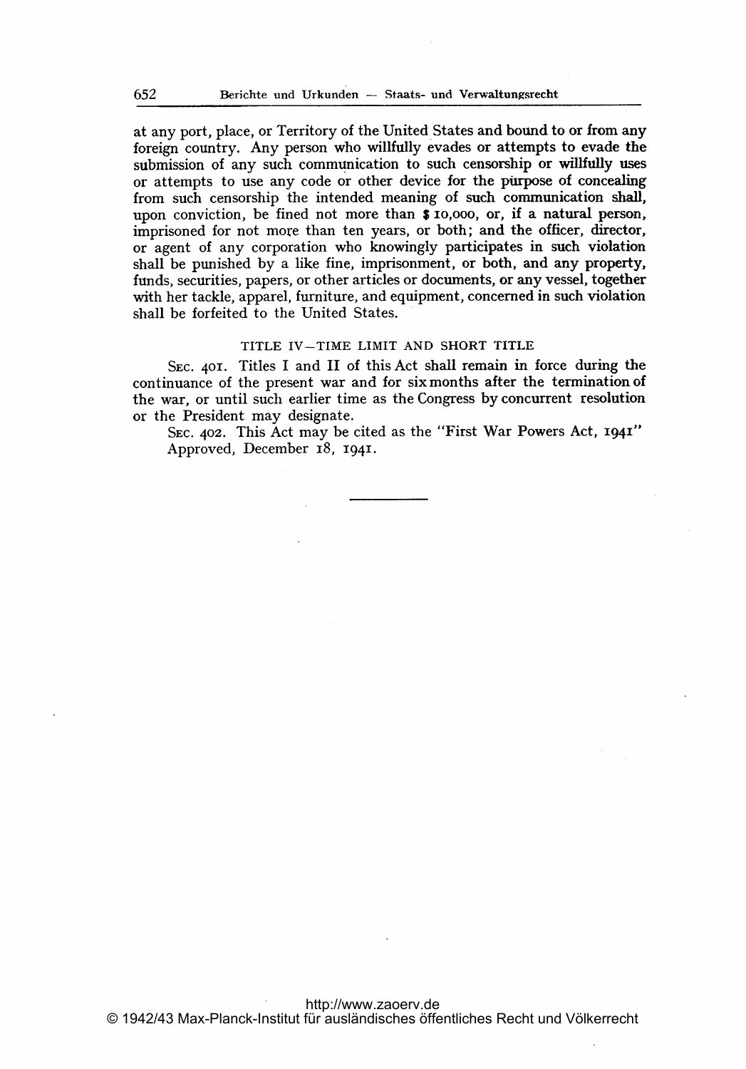at any port, place, or Territory of the United States and bound to or from any foreign country. Any person who willfully evades or attempts to evade the submission of any such communication to such censorship or willfully uses or attempts to use any code or other device for the purpose of concealing from such censorship the intended meaning of such communication shall, upon conviction, be fined not more than $ 10,000, or, if a natural person, imprisoned for not more than ten years, or both; and the officer, director, or agent of any corporation who knowingly participates in such violation shall be punished by a like fine, imprisonment, or both, and any property, funds, securities, papers, or other articles or documents, or any vessel, together with her tackle, apparel, furniture, and equipment, concerned in such violation shall be forfeited to the United States.

### TITLE IV—TIME LIMIT AND SHORT TITLE

SEC. 401. Titles I and II of this Act shall remain in force during the continuance of the present war and for six months after the termination of the war, or until such earlier time as the Congress by concurrent resolution or the President may designate.

SEC. 402. This Act may be cited as the "First War Powers Act, 1941"

Approved, December 18, 1941.

---

http://www.zaoerv.de
© 1942/43 Max-Planck-Institut für ausländisches öffentliches Recht und Völkerrecht